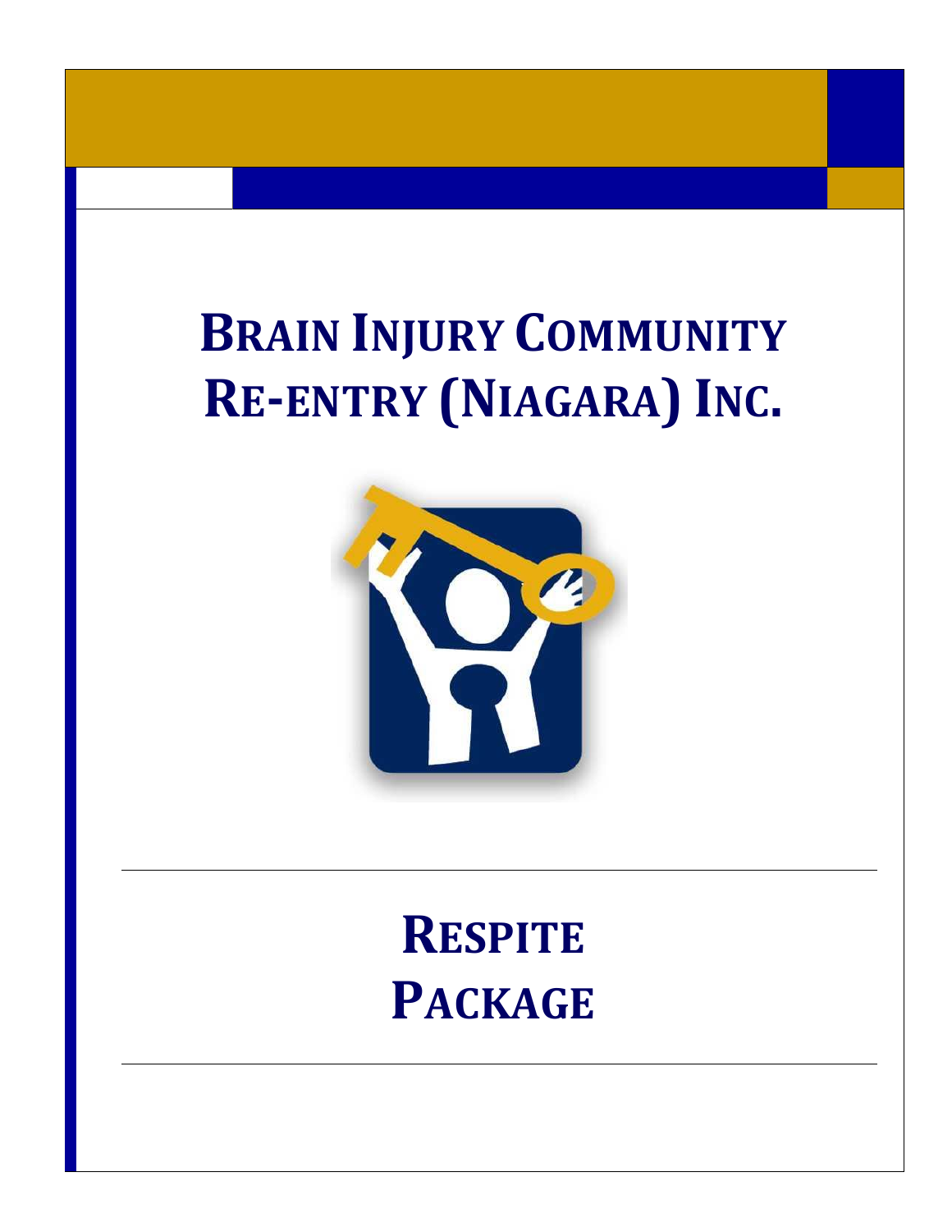# Brain Injury Community Re-entry (Niagara) Inc.

# Respite Package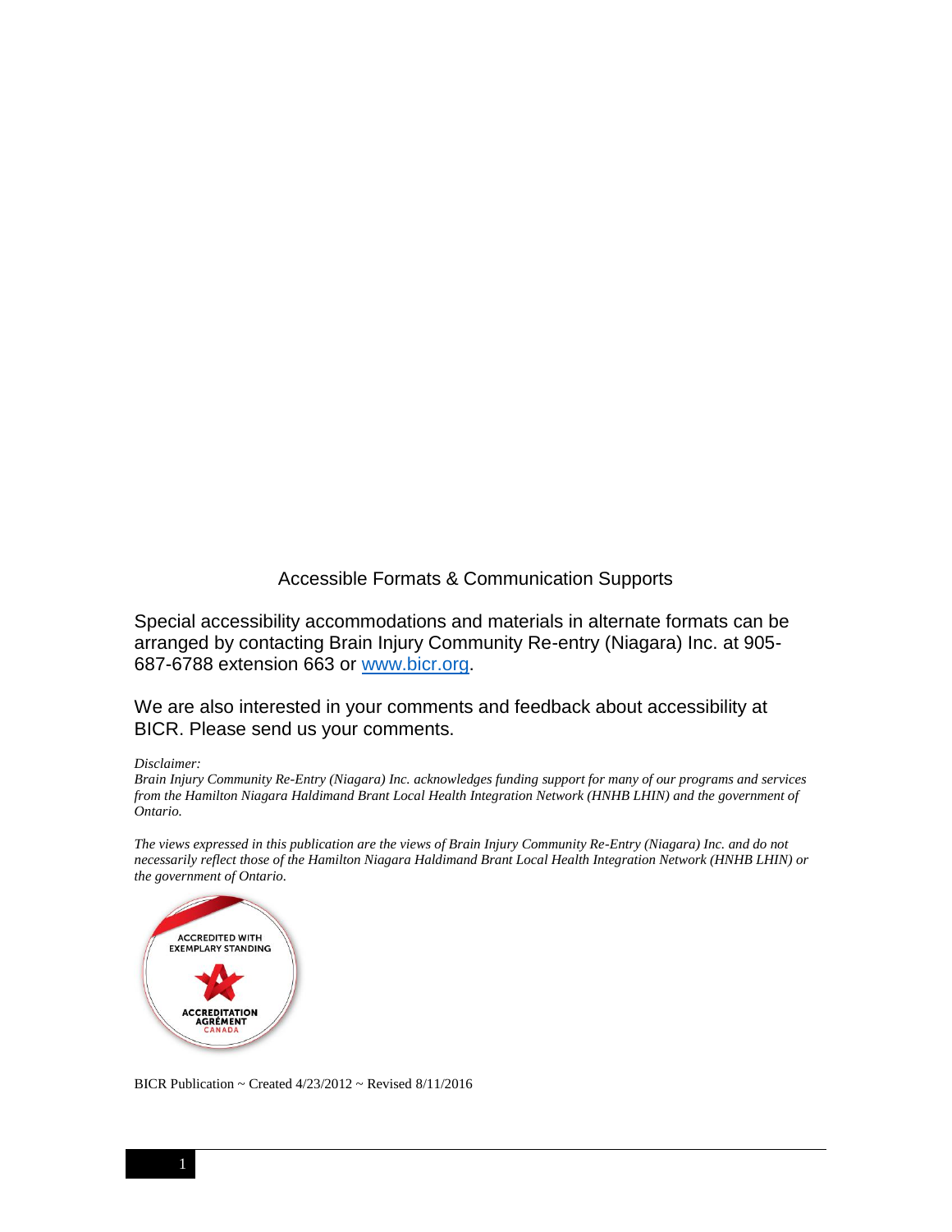## Accessible Formats & Communication Supports

Special accessibility accommodations and materials in alternate formats can be arranged by contacting Brain Injury Community Re-entry (Niagara) Inc. at 905-687-6788 extension 663 or [www.bicr.org](http://www.bicr.org).

We are also interested in your comments and feedback about accessibility at BICR. Please send us your comments.

*Disclaimer:*
*Brain Injury Community Re-Entry (Niagara) Inc. acknowledges funding support for many of our programs and services from the Hamilton Niagara Haldimand Brant Local Health Integration Network (HNHB LHIN) and the government of Ontario.*

*The views expressed in this publication are the views of Brain Injury Community Re-Entry (Niagara) Inc. and do not necessarily reflect those of the Hamilton Niagara Haldimand Brant Local Health Integration Network (HNHB LHIN) or the government of Ontario.*

ACCREDITED WITH EXEMPLARY STANDING
ACCREDITATION AGRÉMENT CANADA

BICR Publication ~ Created 4/23/2012 ~ Revised 8/11/2016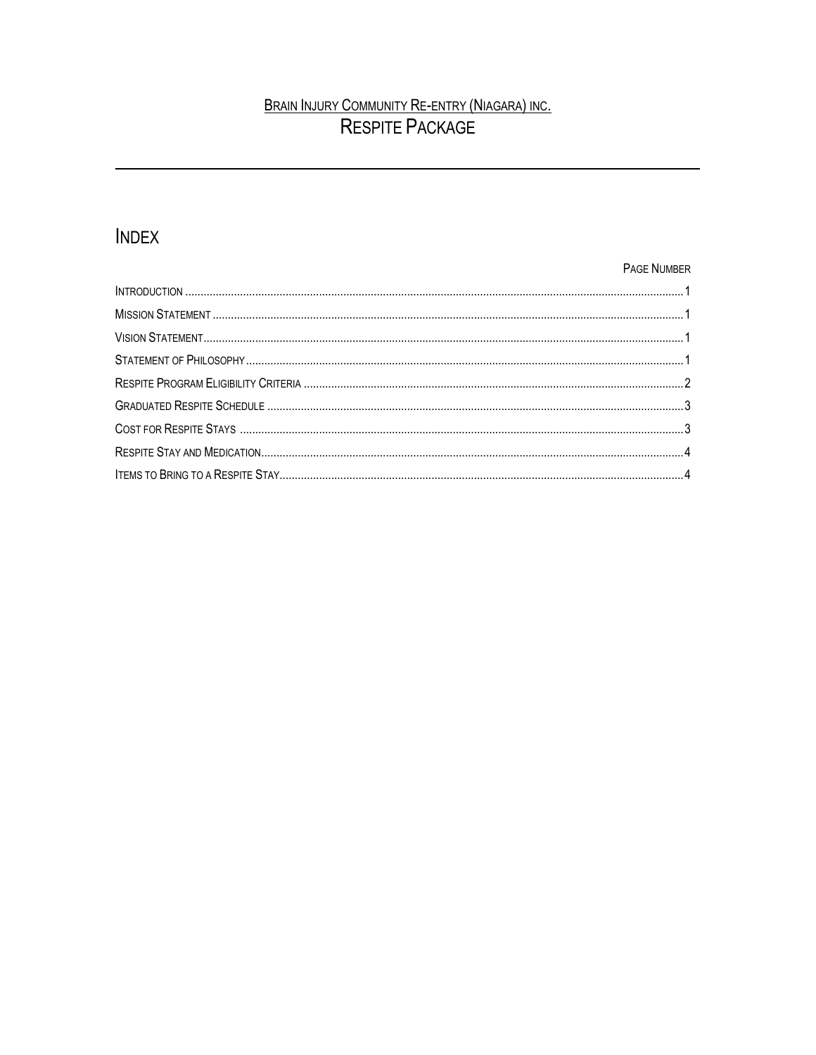# BRAIN INJURY COMMUNITY RE-ENTRY (NIAGARA) INC.
# RESPITE PACKAGE

---

## INDEX

| | PAGE NUMBER |
|---|---|
| INTRODUCTION | 1 |
| MISSION STATEMENT | 1 |
| VISION STATEMENT | 1 |
| STATEMENT OF PHILOSOPHY | 1 |
| RESPITE PROGRAM ELIGIBILITY CRITERIA | 2 |
| GRADUATED RESPITE SCHEDULE | 3 |
| COST FOR RESPITE STAYS | 3 |
| RESPITE STAY AND MEDICATION | 4 |
| ITEMS TO BRING TO A RESPITE STAY | 4 |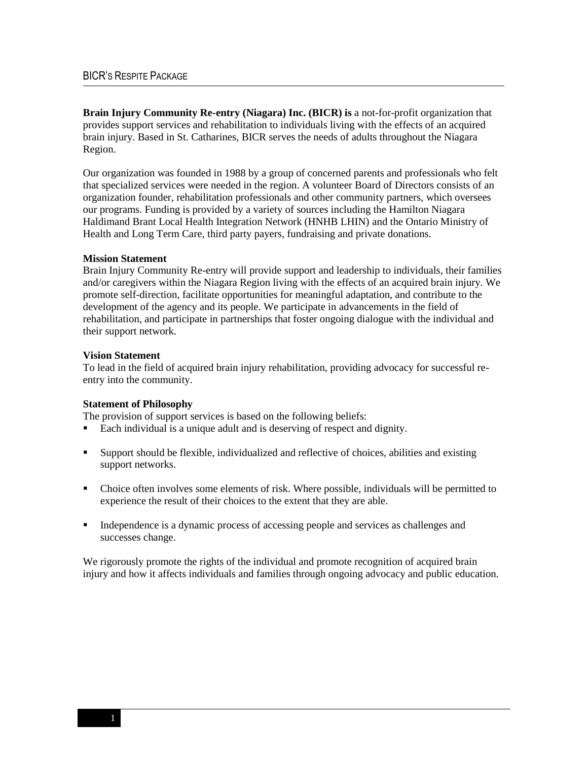**Brain Injury Community Re-entry (Niagara) Inc. (BICR) is** a not-for-profit organization that provides support services and rehabilitation to individuals living with the effects of an acquired brain injury. Based in St. Catharines, BICR serves the needs of adults throughout the Niagara Region.

Our organization was founded in 1988 by a group of concerned parents and professionals who felt that specialized services were needed in the region. A volunteer Board of Directors consists of an organization founder, rehabilitation professionals and other community partners, which oversees our programs. Funding is provided by a variety of sources including the Hamilton Niagara Haldimand Brant Local Health Integration Network (HNHB LHIN) and the Ontario Ministry of Health and Long Term Care, third party payers, fundraising and private donations.

**Mission Statement**

Brain Injury Community Re-entry will provide support and leadership to individuals, their families and/or caregivers within the Niagara Region living with the effects of an acquired brain injury. We promote self-direction, facilitate opportunities for meaningful adaptation, and contribute to the development of the agency and its people. We participate in advancements in the field of rehabilitation, and participate in partnerships that foster ongoing dialogue with the individual and their support network.

**Vision Statement**

To lead in the field of acquired brain injury rehabilitation, providing advocacy for successful re-entry into the community.

**Statement of Philosophy**

The provision of support services is based on the following beliefs:

- Each individual is a unique adult and is deserving of respect and dignity.
- Support should be flexible, individualized and reflective of choices, abilities and existing support networks.
- Choice often involves some elements of risk. Where possible, individuals will be permitted to experience the result of their choices to the extent that they are able.
- Independence is a dynamic process of accessing people and services as challenges and successes change.

We rigorously promote the rights of the individual and promote recognition of acquired brain injury and how it affects individuals and families through ongoing advocacy and public education.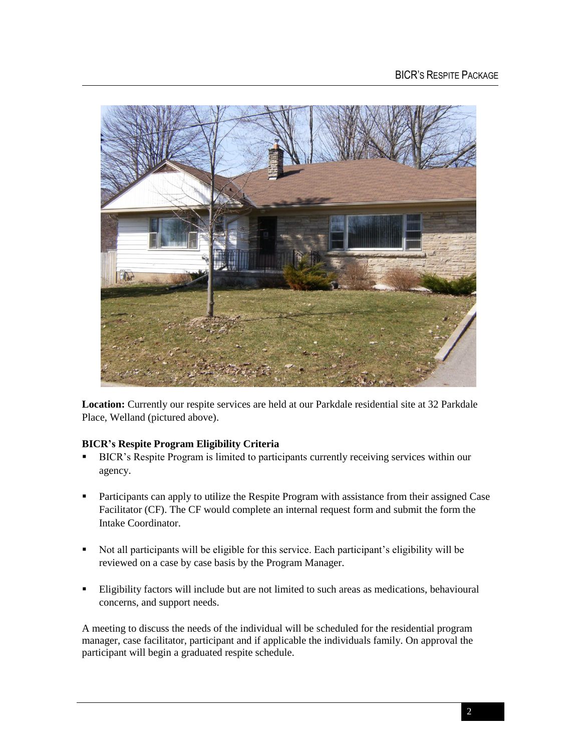**Location:** Currently our respite services are held at our Parkdale residential site at 32 Parkdale Place, Welland (pictured above).

**BICR's Respite Program Eligibility Criteria**

- BICR's Respite Program is limited to participants currently receiving services within our agency.
- Participants can apply to utilize the Respite Program with assistance from their assigned Case Facilitator (CF). The CF would complete an internal request form and submit the form the Intake Coordinator.
- Not all participants will be eligible for this service. Each participant's eligibility will be reviewed on a case by case basis by the Program Manager.
- Eligibility factors will include but are not limited to such areas as medications, behavioural concerns, and support needs.

A meeting to discuss the needs of the individual will be scheduled for the residential program manager, case facilitator, participant and if applicable the individuals family. On approval the participant will begin a graduated respite schedule.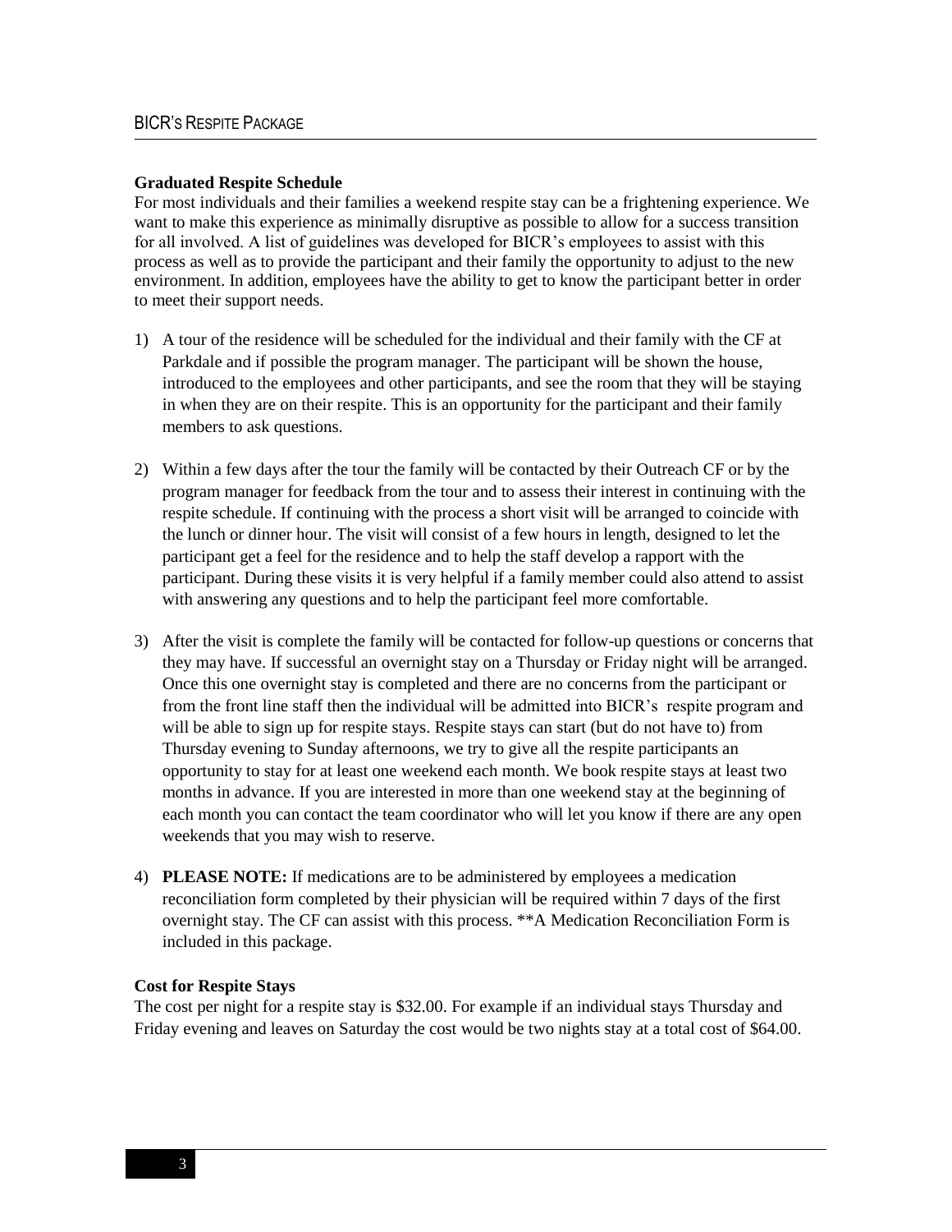**Graduated Respite Schedule**

For most individuals and their families a weekend respite stay can be a frightening experience. We want to make this experience as minimally disruptive as possible to allow for a success transition for all involved. A list of guidelines was developed for BICR's employees to assist with this process as well as to provide the participant and their family the opportunity to adjust to the new environment. In addition, employees have the ability to get to know the participant better in order to meet their support needs.

1) A tour of the residence will be scheduled for the individual and their family with the CF at Parkdale and if possible the program manager. The participant will be shown the house, introduced to the employees and other participants, and see the room that they will be staying in when they are on their respite. This is an opportunity for the participant and their family members to ask questions.

2) Within a few days after the tour the family will be contacted by their Outreach CF or by the program manager for feedback from the tour and to assess their interest in continuing with the respite schedule. If continuing with the process a short visit will be arranged to coincide with the lunch or dinner hour. The visit will consist of a few hours in length, designed to let the participant get a feel for the residence and to help the staff develop a rapport with the participant. During these visits it is very helpful if a family member could also attend to assist with answering any questions and to help the participant feel more comfortable.

3) After the visit is complete the family will be contacted for follow-up questions or concerns that they may have. If successful an overnight stay on a Thursday or Friday night will be arranged. Once this one overnight stay is completed and there are no concerns from the participant or from the front line staff then the individual will be admitted into BICR's respite program and will be able to sign up for respite stays. Respite stays can start (but do not have to) from Thursday evening to Sunday afternoons, we try to give all the respite participants an opportunity to stay for at least one weekend each month. We book respite stays at least two months in advance. If you are interested in more than one weekend stay at the beginning of each month you can contact the team coordinator who will let you know if there are any open weekends that you may wish to reserve.

4) **PLEASE NOTE:** If medications are to be administered by employees a medication reconciliation form completed by their physician will be required within 7 days of the first overnight stay. The CF can assist with this process. **A Medication Reconciliation Form is included in this package.

**Cost for Respite Stays**

The cost per night for a respite stay is $32.00. For example if an individual stays Thursday and Friday evening and leaves on Saturday the cost would be two nights stay at a total cost of $64.00.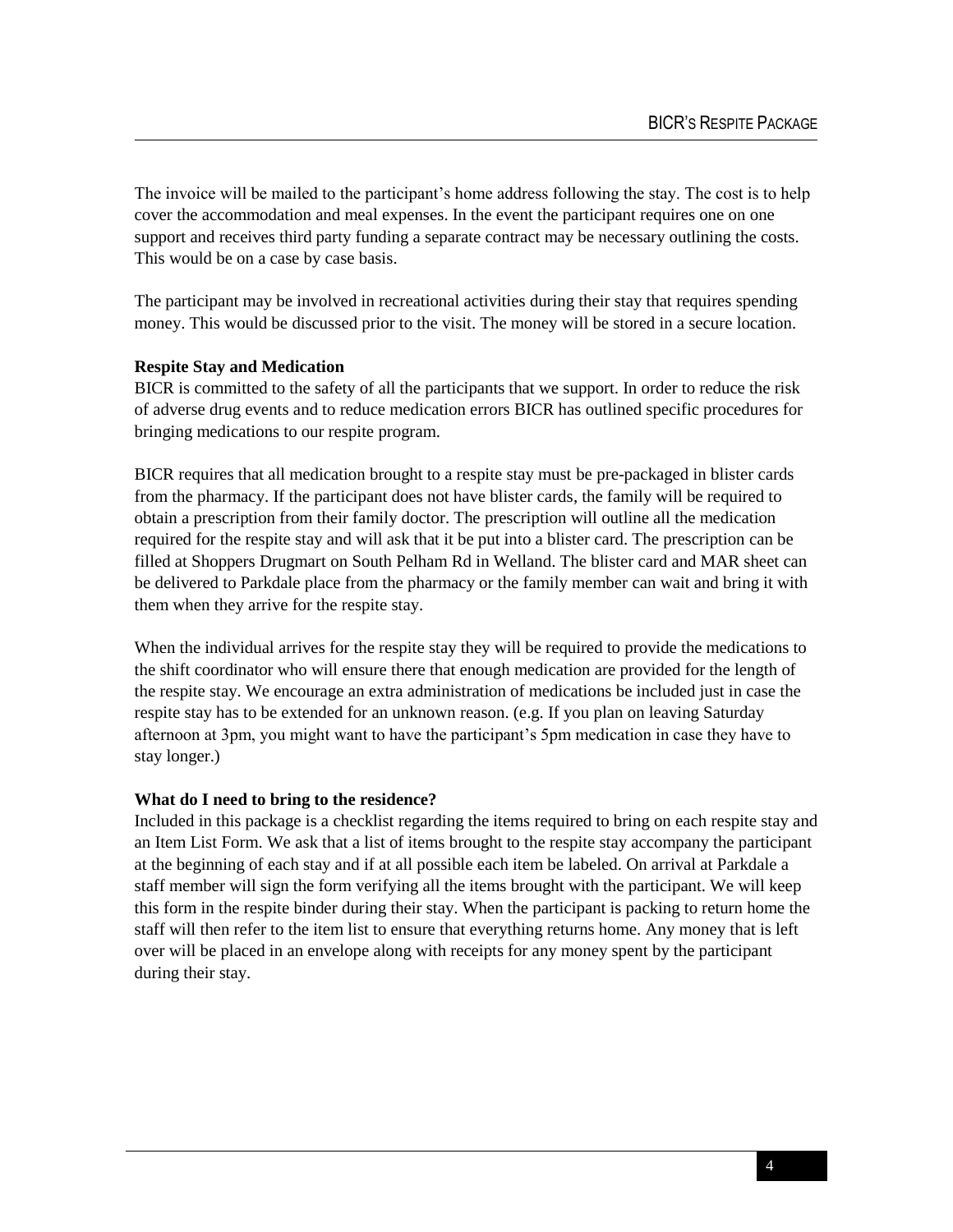The invoice will be mailed to the participant's home address following the stay. The cost is to help cover the accommodation and meal expenses. In the event the participant requires one on one support and receives third party funding a separate contract may be necessary outlining the costs. This would be on a case by case basis.

The participant may be involved in recreational activities during their stay that requires spending money. This would be discussed prior to the visit. The money will be stored in a secure location.

**Respite Stay and Medication**

BICR is committed to the safety of all the participants that we support. In order to reduce the risk of adverse drug events and to reduce medication errors BICR has outlined specific procedures for bringing medications to our respite program.

BICR requires that all medication brought to a respite stay must be pre-packaged in blister cards from the pharmacy. If the participant does not have blister cards, the family will be required to obtain a prescription from their family doctor. The prescription will outline all the medication required for the respite stay and will ask that it be put into a blister card. The prescription can be filled at Shoppers Drugmart on South Pelham Rd in Welland. The blister card and MAR sheet can be delivered to Parkdale place from the pharmacy or the family member can wait and bring it with them when they arrive for the respite stay.

When the individual arrives for the respite stay they will be required to provide the medications to the shift coordinator who will ensure there that enough medication are provided for the length of the respite stay. We encourage an extra administration of medications be included just in case the respite stay has to be extended for an unknown reason. (e.g. If you plan on leaving Saturday afternoon at 3pm, you might want to have the participant's 5pm medication in case they have to stay longer.)

**What do I need to bring to the residence?**

Included in this package is a checklist regarding the items required to bring on each respite stay and an Item List Form. We ask that a list of items brought to the respite stay accompany the participant at the beginning of each stay and if at all possible each item be labeled. On arrival at Parkdale a staff member will sign the form verifying all the items brought with the participant. We will keep this form in the respite binder during their stay. When the participant is packing to return home the staff will then refer to the item list to ensure that everything returns home. Any money that is left over will be placed in an envelope along with receipts for any money spent by the participant during their stay.